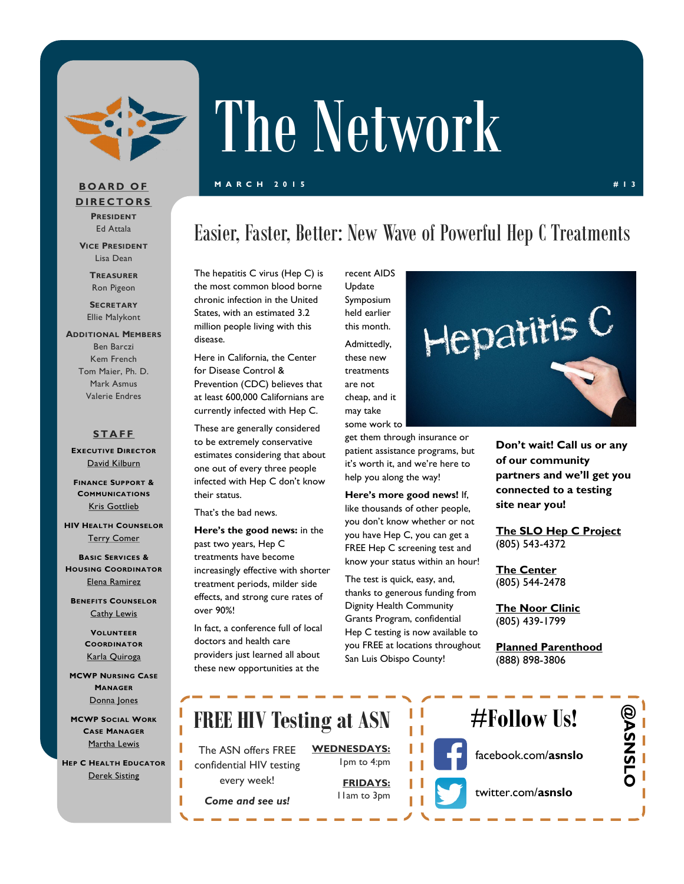# The Network

MARCH 2015 #13

## Easier, Faster, Better: New Wave of Powerful Hep C Treatments

The hepatitis C virus (Hep C) is the most common blood borne chronic infection in the United States, with an estimated 3.2 million people living with this disease.

Here in California, the Center for Disease Control & Prevention (CDC) believes that at least 600,000 Californians are currently infected with Hep C.

These are generally considered to be extremely conservative estimates considering that about one out of every three people infected with Hep C don't know their status.

That's the bad news.

**Here's the good news:** in the past two years, Hep C treatments have become increasingly effective with shorter treatment periods, milder side effects, and strong cure rates of over 90%!

In fact, a conference full of local doctors and health care providers just learned all about these new opportunities at the recent AIDS Update Symposium held earlier this month.

Admittedly, these new treatments are not cheap, and it may take some work to get them through insurance or patient assistance programs, but it's worth it, and we're here to help you along the way!

**Here's more good news!** If, like thousands of other people, you don't know whether or not you have Hep C, you can get a FREE Hep C screening test and know your status within an hour!

The test is quick, easy, and, thanks to generous funding from Dignity Health Community Grants Program, confidential Hep C testing is now available to you FREE at locations throughout San Luis Obispo County!

**Don't wait! Call us or any of our community partners and we'll get you connected to a testing site near you!**

**The SLO Hep C Project**
(805) 543-4372

**The Center**
(805) 544-2478

**The Noor Clinic**
(805) 439-1799

**Planned Parenthood**
(888) 898-3806

## FREE HIV Testing at ASN

The ASN offers FREE confidential HIV testing every week!

***Come and see us!***

**WEDNESDAYS:**
1pm to 4:pm

**FRIDAYS:**
11am to 3pm

## #Follow Us!

facebook.com/**asnslo**

twitter.com/**asnslo**

**@ASNSLO**

---

### BOARD OF DIRECTORS

**President**
Ed Attala

**Vice President**
Lisa Dean

**Treasurer**
Ron Pigeon

**Secretary**
Ellie Malykont

**Additional Members**
Ben Barczi
Kem French
Tom Maier, Ph. D.
Mark Asmus
Valerie Endres

### STAFF

**Executive Director**
David Kilburn

**Finance Support & Communications**
Kris Gottlieb

**HIV Health Counselor**
Terry Comer

**Basic Services & Housing Coordinator**
Elena Ramirez

**Benefits Counselor**
Cathy Lewis

**Volunteer Coordinator**
Karla Quiroga

**MCWP Nursing Case Manager**
Donna Jones

**MCWP Social Work Case Manager**
Martha Lewis

**Hep C Health Educator**
Derek Sisting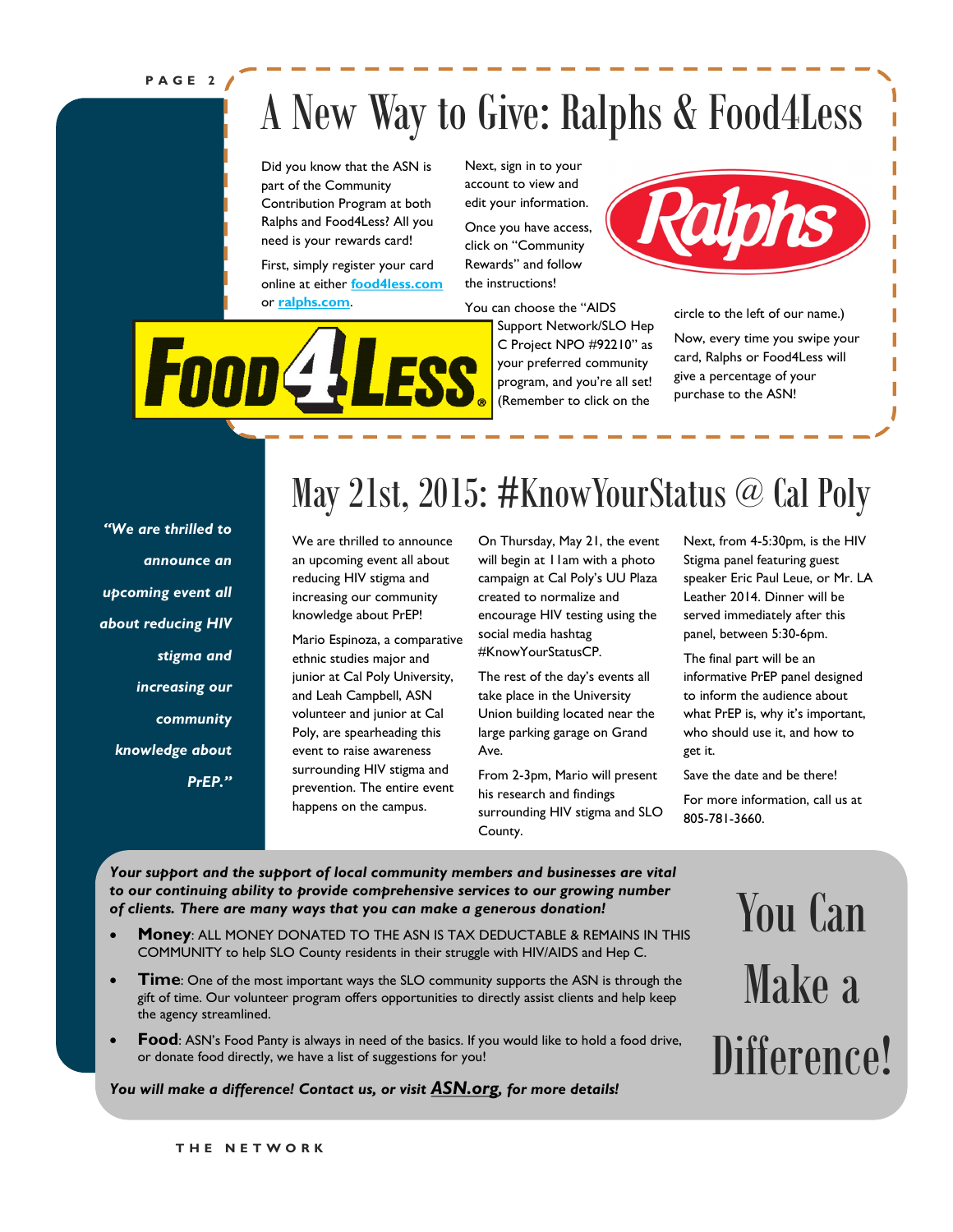# A New Way to Give: Ralphs & Food4Less

Did you know that the ASN is part of the Community Contribution Program at both Ralphs and Food4Less? All you need is your rewards card!

First, simply register your card online at either [food4less.com](food4less.com) or [ralphs.com](ralphs.com).

Next, sign in to your account to view and edit your information.

Once you have access, click on "Community Rewards" and follow the instructions!

You can choose the "AIDS Support Network/SLO Hep C Project NPO #92210" as your preferred community program, and you're all set! (Remember to click on the circle to the left of our name.)

Now, every time you swipe your card, Ralphs or Food4Less will give a percentage of your purchase to the ASN!

# May 21st, 2015: #KnowYourStatus @ Cal Poly

*"We are thrilled to announce an upcoming event all about reducing HIV stigma and increasing our community knowledge about PrEP."*

We are thrilled to announce an upcoming event all about reducing HIV stigma and increasing our community knowledge about PrEP!

Mario Espinoza, a comparative ethnic studies major and junior at Cal Poly University, and Leah Campbell, ASN volunteer and junior at Cal Poly, are spearheading this event to raise awareness surrounding HIV stigma and prevention. The entire event happens on the campus.

On Thursday, May 21, the event will begin at 11am with a photo campaign at Cal Poly's UU Plaza created to normalize and encourage HIV testing using the social media hashtag #KnowYourStatusCP.

The rest of the day's events all take place in the University Union building located near the large parking garage on Grand Ave.

From 2-3pm, Mario will present his research and findings surrounding HIV stigma and SLO County.

Next, from 4-5:30pm, is the HIV Stigma panel featuring guest speaker Eric Paul Leue, or Mr. LA Leather 2014. Dinner will be served immediately after this panel, between 5:30-6pm.

The final part will be an informative PrEP panel designed to inform the audience about what PrEP is, why it's important, who should use it, and how to get it.

Save the date and be there!

For more information, call us at 805-781-3660.

# You Can Make a Difference!

***Your support and the support of local community members and businesses are vital to our continuing ability to provide comprehensive services to our growing number of clients. There are many ways that you can make a generous donation!***

- **Money**: ALL MONEY DONATED TO THE ASN IS TAX DEDUCTABLE & REMAINS IN THIS COMMUNITY to help SLO County residents in their struggle with HIV/AIDS and Hep C.
- **Time**: One of the most important ways the SLO community supports the ASN is through the gift of time. Our volunteer program offers opportunities to directly assist clients and help keep the agency streamlined.
- **Food**: ASN's Food Panty is always in need of the basics. If you would like to hold a food drive, or donate food directly, we have a list of suggestions for you!

***You will make a difference! Contact us, or visit [ASN.org](ASN.org), for more details!***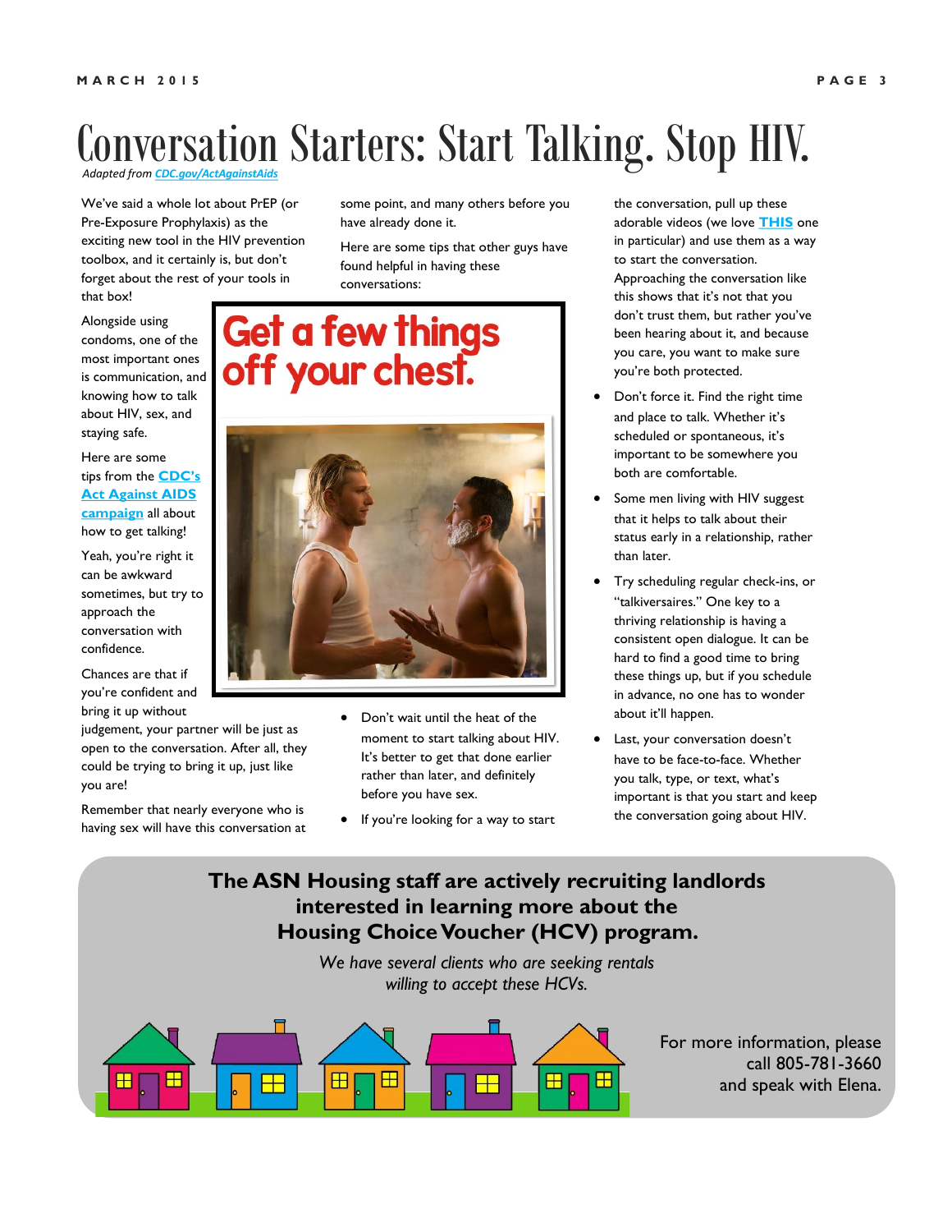# Conversation Starters: Start Talking. Stop HIV.

*Adapted from CDC.gov/ActAgainstAids*

We've said a whole lot about PrEP (or Pre-Exposure Prophylaxis) as the exciting new tool in the HIV prevention toolbox, and it certainly is, but don't forget about the rest of your tools in that box!

Alongside using condoms, one of the most important ones is communication, and knowing how to talk about HIV, sex, and staying safe.

Here are some tips from the **CDC's Act Against AIDS campaign** all about how to get talking!

Yeah, you're right it can be awkward sometimes, but try to approach the conversation with confidence.

Chances are that if you're confident and bring it up without judgement, your partner will be just as open to the conversation. After all, they could be trying to bring it up, just like you are!

Remember that nearly everyone who is having sex will have this conversation at some point, and many others before you have already done it.

Here are some tips that other guys have found helpful in having these conversations:

**Get a few things off your chest.**

- Don't wait until the heat of the moment to start talking about HIV. It's better to get that done earlier rather than later, and definitely before you have sex.
- If you're looking for a way to start the conversation, pull up these adorable videos (we love **THIS** one in particular) and use them as a way to start the conversation. Approaching the conversation like this shows that it's not that you don't trust them, but rather you've been hearing about it, and because you care, you want to make sure you're both protected.
- Don't force it. Find the right time and place to talk. Whether it's scheduled or spontaneous, it's important to be somewhere you both are comfortable.
- Some men living with HIV suggest that it helps to talk about their status early in a relationship, rather than later.
- Try scheduling regular check-ins, or "talkiversaires." One key to a thriving relationship is having a consistent open dialogue. It can be hard to find a good time to bring these things up, but if you schedule in advance, no one has to wonder about it'll happen.
- Last, your conversation doesn't have to be face-to-face. Whether you talk, type, or text, what's important is that you start and keep the conversation going about HIV.

**The ASN Housing staff are actively recruiting landlords interested in learning more about the Housing Choice Voucher (HCV) program.**

*We have several clients who are seeking rentals willing to accept these HCVs.*

For more information, please call 805-781-3660 and speak with Elena.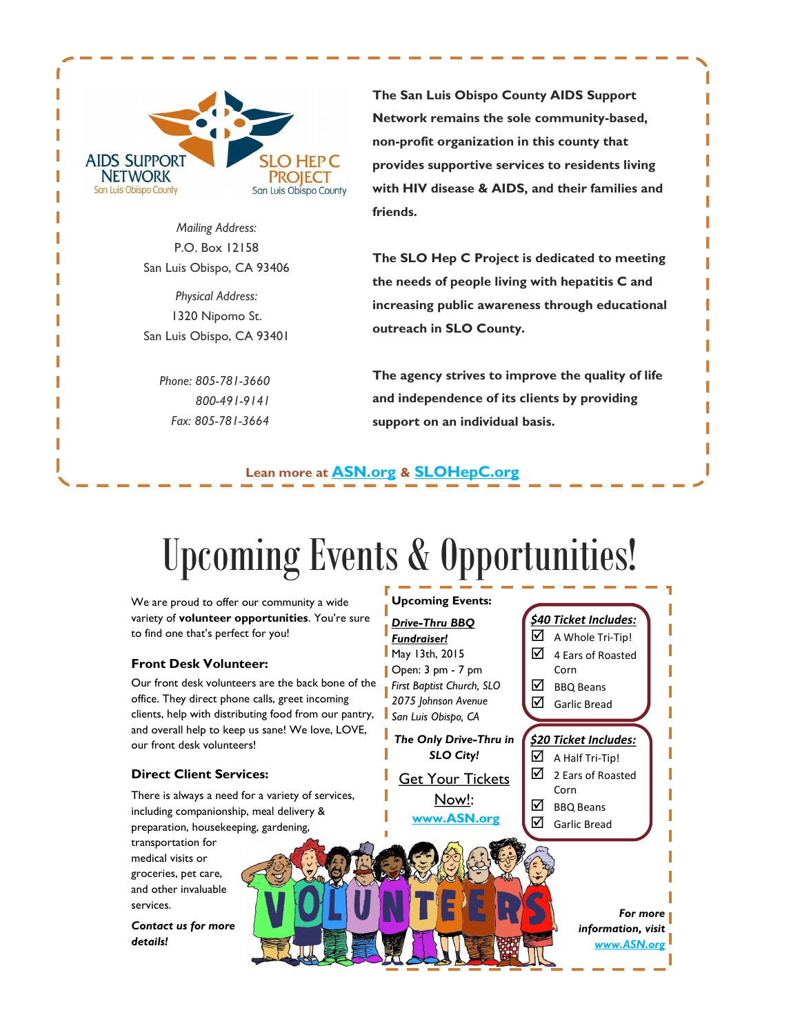AIDS SUPPORT NETWORK
San Luis Obispo County

SLO HEP C PROJECT
San Luis Obispo County

*Mailing Address:*
P.O. Box 12158
San Luis Obispo, CA 93406

*Physical Address:*
1320 Nipomo St.
San Luis Obispo, CA 93401

*Phone: 805-781-3660*
*800-491-9141*
*Fax: 805-781-3664*

**The San Luis Obispo County AIDS Support Network remains the sole community-based, non-profit organization in this county that provides supportive services to residents living with HIV disease & AIDS, and their families and friends.**

**The SLO Hep C Project is dedicated to meeting the needs of people living with hepatitis C and increasing public awareness through educational outreach in SLO County.**

**The agency strives to improve the quality of life and independence of its clients by providing support on an individual basis.**

**Lean more at ASN.org & SLOHepC.org**

# Upcoming Events & Opportunities!

We are proud to offer our community a wide variety of **volunteer opportunities**. You're sure to find one that's perfect for you!

### Front Desk Volunteer:

Our front desk volunteers are the back bone of the office. They direct phone calls, greet incoming clients, help with distributing food from our pantry, and overall help to keep us sane! We love, LOVE, our front desk volunteers!

### Direct Client Services:

There is always a need for a variety of services, including companionship, meal delivery & preparation, housekeeping, gardening, transportation for medical visits or groceries, pet care, and other invaluable services.

***Contact us for more details!***

**Upcoming Events:**

***Drive-Thru BBQ Fundraiser!***
May 13th, 2015
Open: 3 pm - 7 pm
*First Baptist Church, SLO*
*2075 Johnson Avenue*
*San Luis Obispo, CA*

***The Only Drive-Thru in SLO City!***

Get Your Tickets Now!: **www.ASN.org**

***$40 Ticket Includes:***
- ☑ A Whole Tri-Tip!
- ☑ 4 Ears of Roasted Corn
- ☑ BBQ Beans
- ☑ Garlic Bread

***$20 Ticket Includes:***
- ☑ A Half Tri-Tip!
- ☑ 2 Ears of Roasted Corn
- ☑ BBQ Beans
- ☑ Garlic Bread

***For more information, visit www.ASN.org***